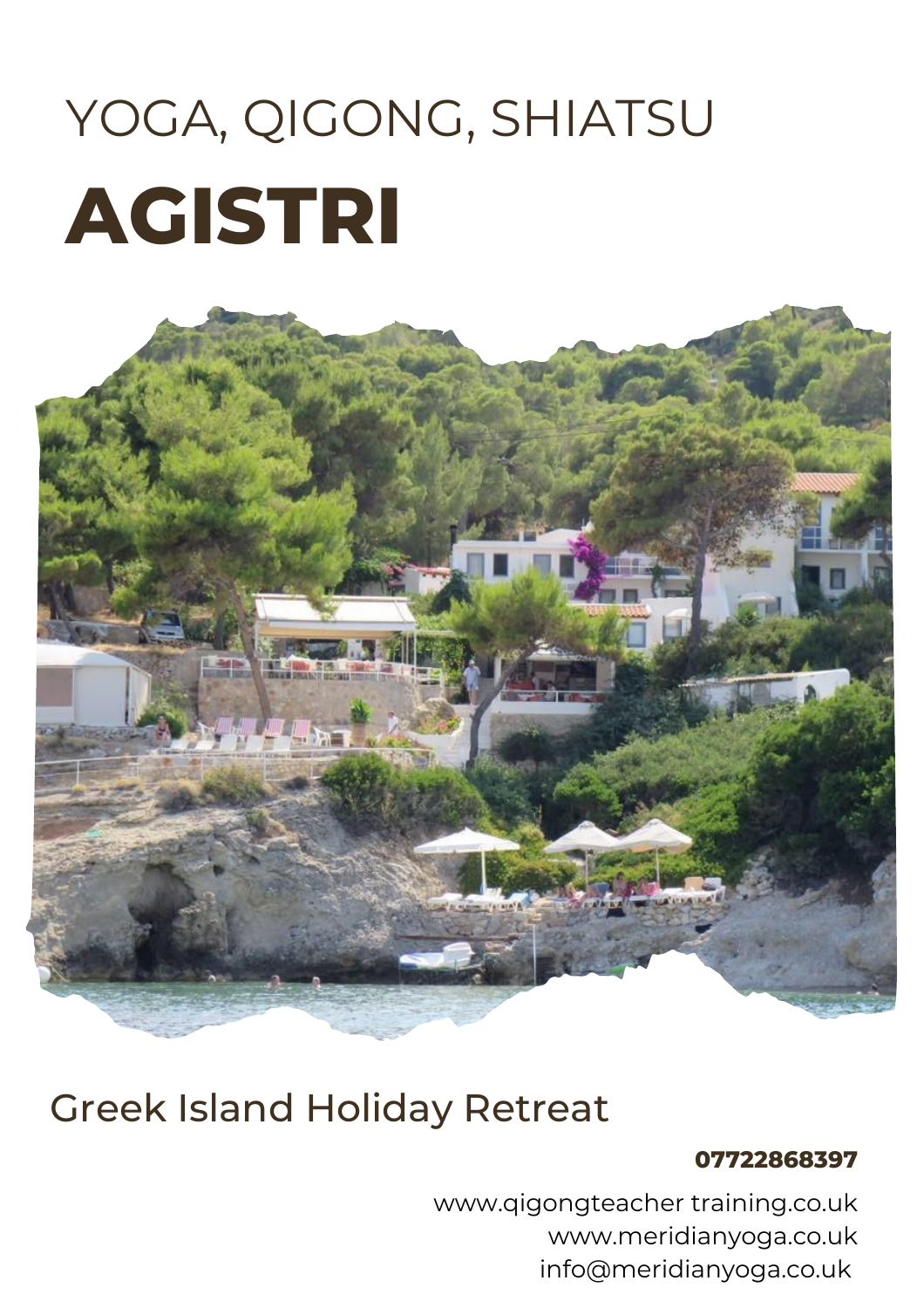YOGA, QIGONG, SHIATSU

# AGISTRI

Greek Island Holiday Retreat

**07722868397**

www.qigongteacher training.co.uk
www.meridianyoga.co.uk
info@meridianyoga.co.uk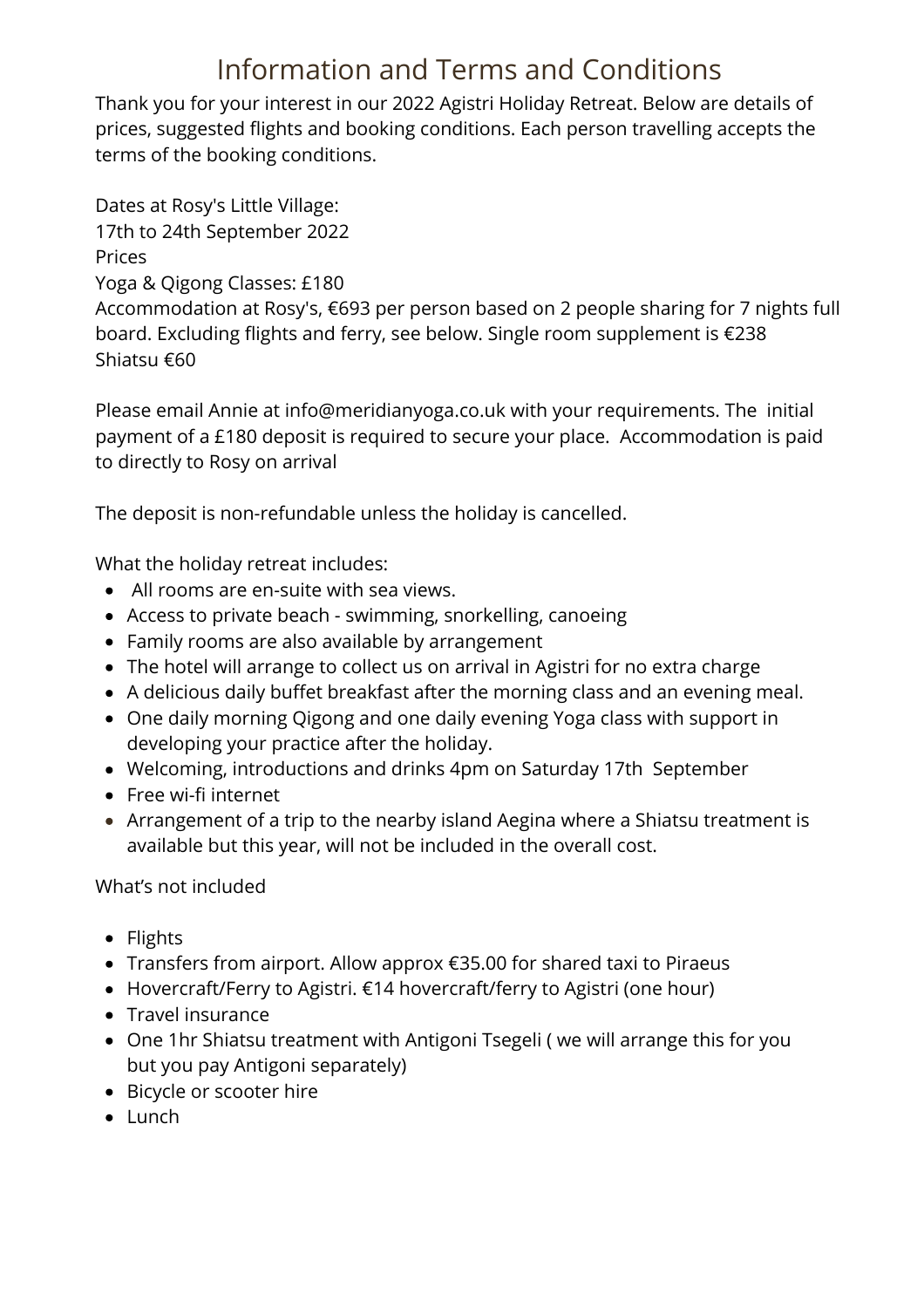# Information and Terms and Conditions

Thank you for your interest in our 2022 Agistri Holiday Retreat. Below are details of prices, suggested flights and booking conditions. Each person travelling accepts the terms of the booking conditions.

Dates at Rosy's Little Village:
17th to 24th September 2022
Prices
Yoga & Qigong Classes: £180
Accommodation at Rosy's, €693 per person based on 2 people sharing for 7 nights full board. Excluding flights and ferry, see below. Single room supplement is €238
Shiatsu €60

Please email Annie at info@meridianyoga.co.uk with your requirements. The initial payment of a £180 deposit is required to secure your place. Accommodation is paid to directly to Rosy on arrival

The deposit is non-refundable unless the holiday is cancelled.

What the holiday retreat includes:

- All rooms are en-suite with sea views.
- Access to private beach - swimming, snorkelling, canoeing
- Family rooms are also available by arrangement
- The hotel will arrange to collect us on arrival in Agistri for no extra charge
- A delicious daily buffet breakfast after the morning class and an evening meal.
- One daily morning Qigong and one daily evening Yoga class with support in developing your practice after the holiday.
- Welcoming, introductions and drinks 4pm on Saturday 17th September
- Free wi-fi internet
- Arrangement of a trip to the nearby island Aegina where a Shiatsu treatment is available but this year, will not be included in the overall cost.

What's not included

- Flights
- Transfers from airport. Allow approx €35.00 for shared taxi to Piraeus
- Hovercraft/Ferry to Agistri. €14 hovercraft/ferry to Agistri (one hour)
- Travel insurance
- One 1hr Shiatsu treatment with Antigoni Tsegeli ( we will arrange this for you but you pay Antigoni separately)
- Bicycle or scooter hire
- Lunch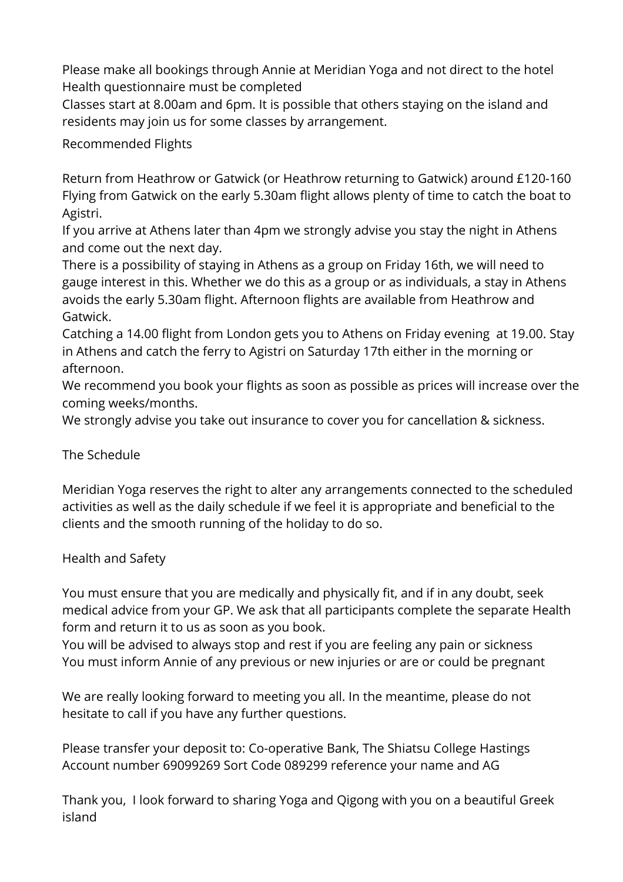Please make all bookings through Annie at Meridian Yoga and not direct to the hotel
Health questionnaire must be completed
Classes start at 8.00am and 6pm. It is possible that others staying on the island and residents may join us for some classes by arrangement.

## Recommended Flights

Return from Heathrow or Gatwick (or Heathrow returning to Gatwick) around £120-160
Flying from Gatwick on the early 5.30am flight allows plenty of time to catch the boat to Agistri.
If you arrive at Athens later than 4pm we strongly advise you stay the night in Athens and come out the next day.
There is a possibility of staying in Athens as a group on Friday 16th, we will need to gauge interest in this. Whether we do this as a group or as individuals, a stay in Athens avoids the early 5.30am flight. Afternoon flights are available from Heathrow and Gatwick.
Catching a 14.00 flight from London gets you to Athens on Friday evening at 19.00. Stay in Athens and catch the ferry to Agistri on Saturday 17th either in the morning or afternoon.
We recommend you book your flights as soon as possible as prices will increase over the coming weeks/months.
We strongly advise you take out insurance to cover you for cancellation & sickness.

## The Schedule

Meridian Yoga reserves the right to alter any arrangements connected to the scheduled activities as well as the daily schedule if we feel it is appropriate and beneficial to the clients and the smooth running of the holiday to do so.

## Health and Safety

You must ensure that you are medically and physically fit, and if in any doubt, seek medical advice from your GP. We ask that all participants complete the separate Health form and return it to us as soon as you book.
You will be advised to always stop and rest if you are feeling any pain or sickness
You must inform Annie of any previous or new injuries or are or could be pregnant

We are really looking forward to meeting you all. In the meantime, please do not hesitate to call if you have any further questions.

Please transfer your deposit to: Co-operative Bank, The Shiatsu College Hastings
Account number 69099269 Sort Code 089299 reference your name and AG

Thank you, I look forward to sharing Yoga and Qigong with you on a beautiful Greek island